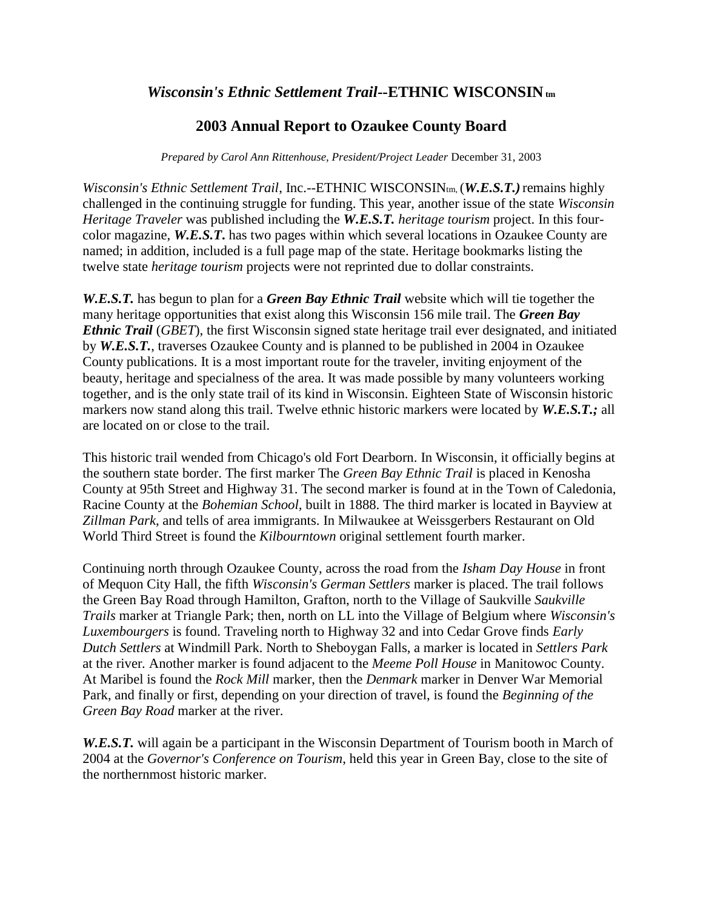## *Wisconsin's Ethnic Settlement Trail*--ETHNIC WISCONSIN tm

## 2003 Annual Report to Ozaukee County Board

*Prepared by Carol Ann Rittenhouse, President/Project Leader* December 31, 2003

*Wisconsin's Ethnic Settlement Trail*, Inc.--ETHNIC WISCONSINtm, (***W.E.S.T.)*** remains highly challenged in the continuing struggle for funding. This year, another issue of the state *Wisconsin Heritage Traveler* was published including the ***W.E.S.T.*** *heritage tourism* project. In this four-color magazine, ***W.E.S.T.*** has two pages within which several locations in Ozaukee County are named; in addition, included is a full page map of the state. Heritage bookmarks listing the twelve state *heritage tourism* projects were not reprinted due to dollar constraints.

***W.E.S.T.*** has begun to plan for a ***Green Bay Ethnic Trail*** website which will tie together the many heritage opportunities that exist along this Wisconsin 156 mile trail. The ***Green Bay Ethnic Trail*** (*GBET*), the first Wisconsin signed state heritage trail ever designated, and initiated by ***W.E.S.T.***, traverses Ozaukee County and is planned to be published in 2004 in Ozaukee County publications. It is a most important route for the traveler, inviting enjoyment of the beauty, heritage and specialness of the area. It was made possible by many volunteers working together, and is the only state trail of its kind in Wisconsin. Eighteen State of Wisconsin historic markers now stand along this trail. Twelve ethnic historic markers were located by ***W.E.S.T.;*** all are located on or close to the trail.

This historic trail wended from Chicago's old Fort Dearborn. In Wisconsin, it officially begins at the southern state border. The first marker The *Green Bay Ethnic Trail* is placed in Kenosha County at 95th Street and Highway 31. The second marker is found at in the Town of Caledonia, Racine County at the *Bohemian School*, built in 1888. The third marker is located in Bayview at *Zillman Park*, and tells of area immigrants. In Milwaukee at Weissgerbers Restaurant on Old World Third Street is found the *Kilbourntown* original settlement fourth marker.

Continuing north through Ozaukee County, across the road from the *Isham Day House* in front of Mequon City Hall, the fifth *Wisconsin's German Settlers* marker is placed. The trail follows the Green Bay Road through Hamilton, Grafton, north to the Village of Saukville *Saukville Trails* marker at Triangle Park; then, north on LL into the Village of Belgium where *Wisconsin's Luxembourgers* is found. Traveling north to Highway 32 and into Cedar Grove finds *Early Dutch Settlers* at Windmill Park. North to Sheboygan Falls, a marker is located in *Settlers Park* at the river. Another marker is found adjacent to the *Meeme Poll House* in Manitowoc County. At Maribel is found the *Rock Mill* marker, then the *Denmark* marker in Denver War Memorial Park, and finally or first, depending on your direction of travel, is found the *Beginning of the Green Bay Road* marker at the river.

***W.E.S.T.*** will again be a participant in the Wisconsin Department of Tourism booth in March of 2004 at the *Governor's Conference on Tourism*, held this year in Green Bay, close to the site of the northernmost historic marker.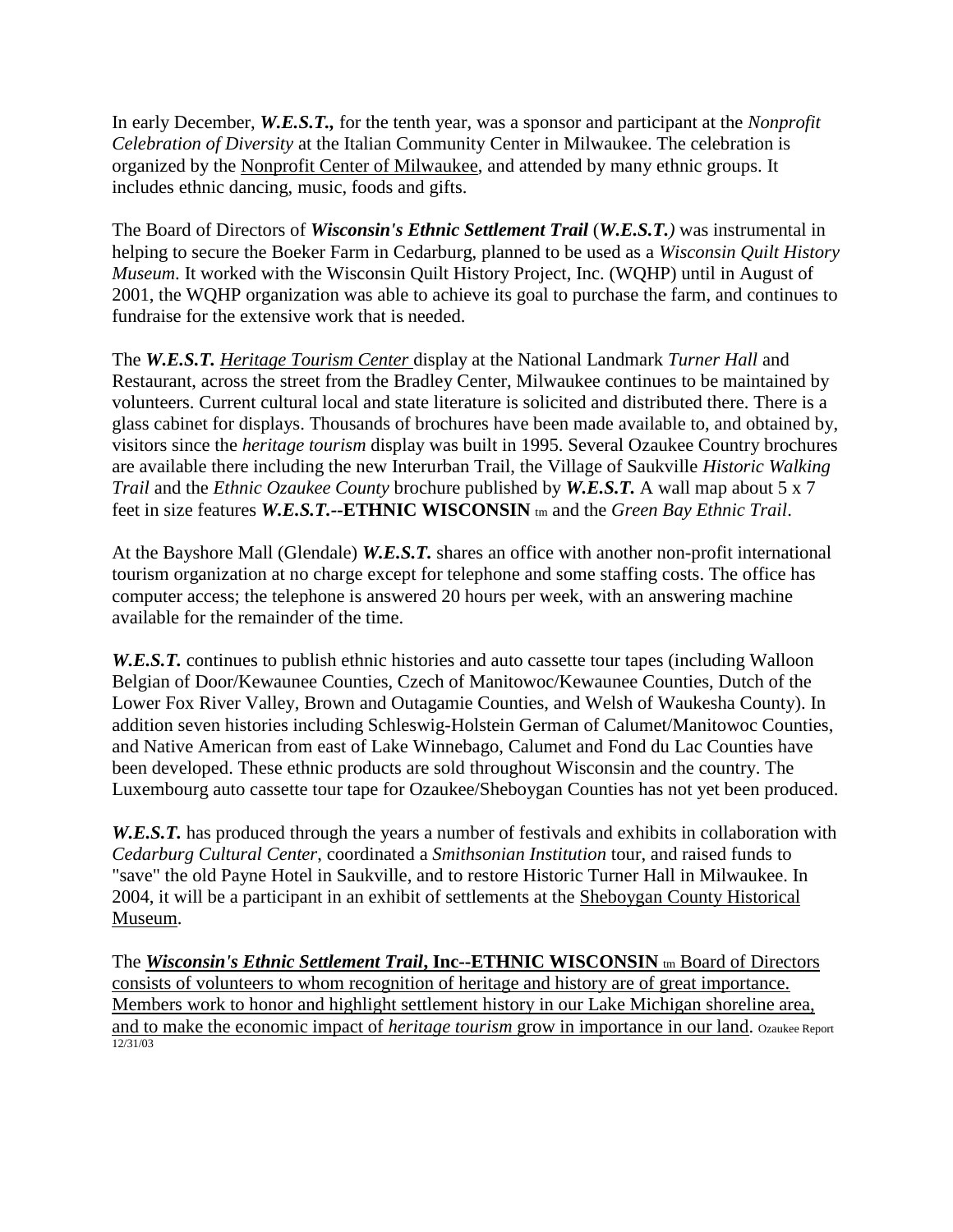In early December, ***W.E.S.T.,*** for the tenth year, was a sponsor and participant at the *Nonprofit Celebration of Diversity* at the Italian Community Center in Milwaukee. The celebration is organized by the Nonprofit Center of Milwaukee, and attended by many ethnic groups. It includes ethnic dancing, music, foods and gifts.

The Board of Directors of ***Wisconsin's Ethnic Settlement Trail*** (***W.E.S.T.****)* was instrumental in helping to secure the Boeker Farm in Cedarburg, planned to be used as a *Wisconsin Quilt History Museum*. It worked with the Wisconsin Quilt History Project, Inc. (WQHP) until in August of 2001, the WQHP organization was able to achieve its goal to purchase the farm, and continues to fundraise for the extensive work that is needed.

The ***W.E.S.T.*** *Heritage Tourism Center* display at the National Landmark *Turner Hall* and Restaurant, across the street from the Bradley Center, Milwaukee continues to be maintained by volunteers. Current cultural local and state literature is solicited and distributed there. There is a glass cabinet for displays. Thousands of brochures have been made available to, and obtained by, visitors since the *heritage tourism* display was built in 1995. Several Ozaukee Country brochures are available there including the new Interurban Trail, the Village of Saukville *Historic Walking Trail* and the *Ethnic Ozaukee County* brochure published by ***W.E.S.T.*** A wall map about 5 x 7 feet in size features ***W.E.S.T.*****--ETHNIC WISCONSIN** tm and the *Green Bay Ethnic Trail*.

At the Bayshore Mall (Glendale) ***W.E.S.T.*** shares an office with another non-profit international tourism organization at no charge except for telephone and some staffing costs. The office has computer access; the telephone is answered 20 hours per week, with an answering machine available for the remainder of the time.

***W.E.S.T.*** continues to publish ethnic histories and auto cassette tour tapes (including Walloon Belgian of Door/Kewaunee Counties, Czech of Manitowoc/Kewaunee Counties, Dutch of the Lower Fox River Valley, Brown and Outagamie Counties, and Welsh of Waukesha County). In addition seven histories including Schleswig-Holstein German of Calumet/Manitowoc Counties, and Native American from east of Lake Winnebago, Calumet and Fond du Lac Counties have been developed. These ethnic products are sold throughout Wisconsin and the country. The Luxembourg auto cassette tour tape for Ozaukee/Sheboygan Counties has not yet been produced.

***W.E.S.T.*** has produced through the years a number of festivals and exhibits in collaboration with *Cedarburg Cultural Center*, coordinated a *Smithsonian Institution* tour, and raised funds to "save" the old Payne Hotel in Saukville, and to restore Historic Turner Hall in Milwaukee. In 2004, it will be a participant in an exhibit of settlements at the Sheboygan County Historical Museum.

The ***Wisconsin's Ethnic Settlement Trail*****, Inc--ETHNIC WISCONSIN** tm Board of Directors consists of volunteers to whom recognition of heritage and history are of great importance. Members work to honor and highlight settlement history in our Lake Michigan shoreline area, and to make the economic impact of *heritage tourism* grow in importance in our land. Ozaukee Report 12/31/03